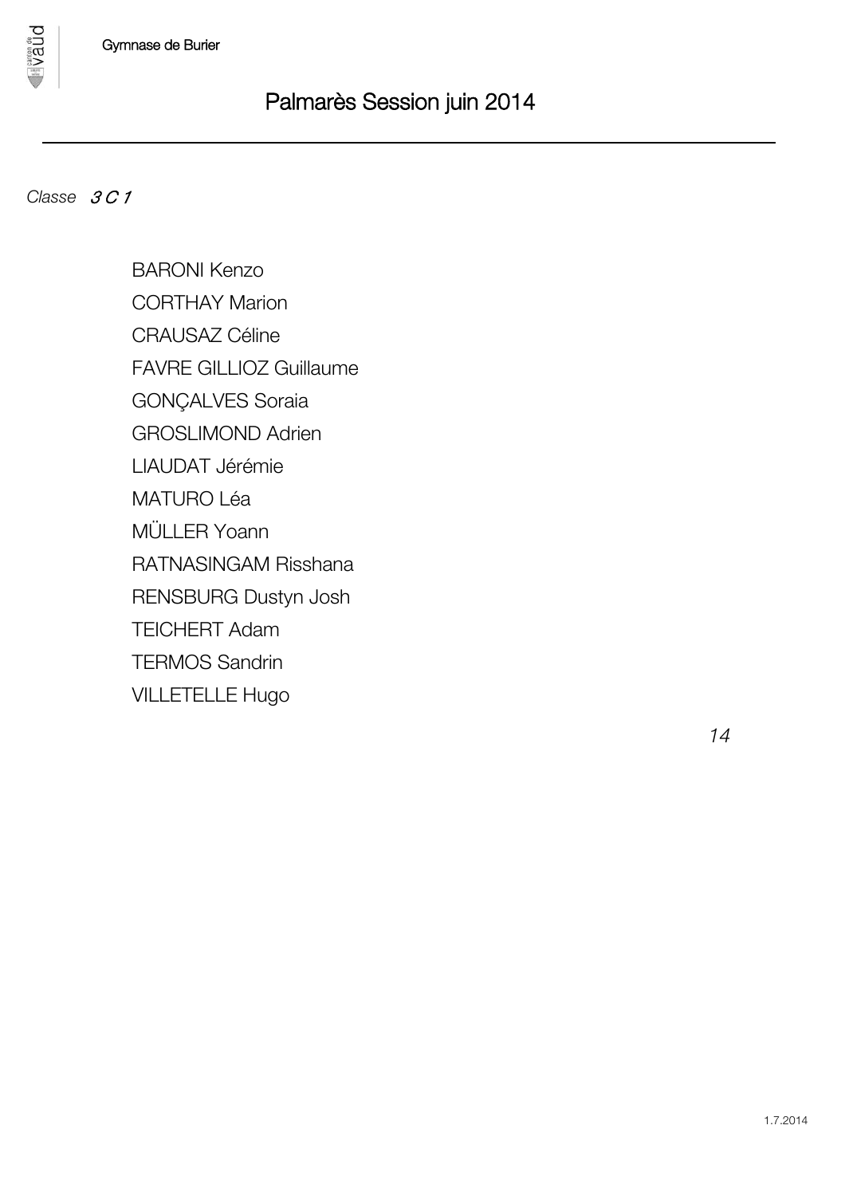Gymnase de Burier

# Palmarès Session juin 2014

*Classe* ***3 C 1***

BARONI Kenzo
CORTHAY Marion
CRAUSAZ Céline
FAVRE GILLIOZ Guillaume
GONÇALVES Soraia
GROSLIMOND Adrien
LIAUDAT Jérémie
MATURO Léa
MÜLLER Yoann
RATNASINGAM Risshana
RENSBURG Dustyn Josh
TEICHERT Adam
TERMOS Sandrin
VILLETELLE Hugo

*14*

1.7.2014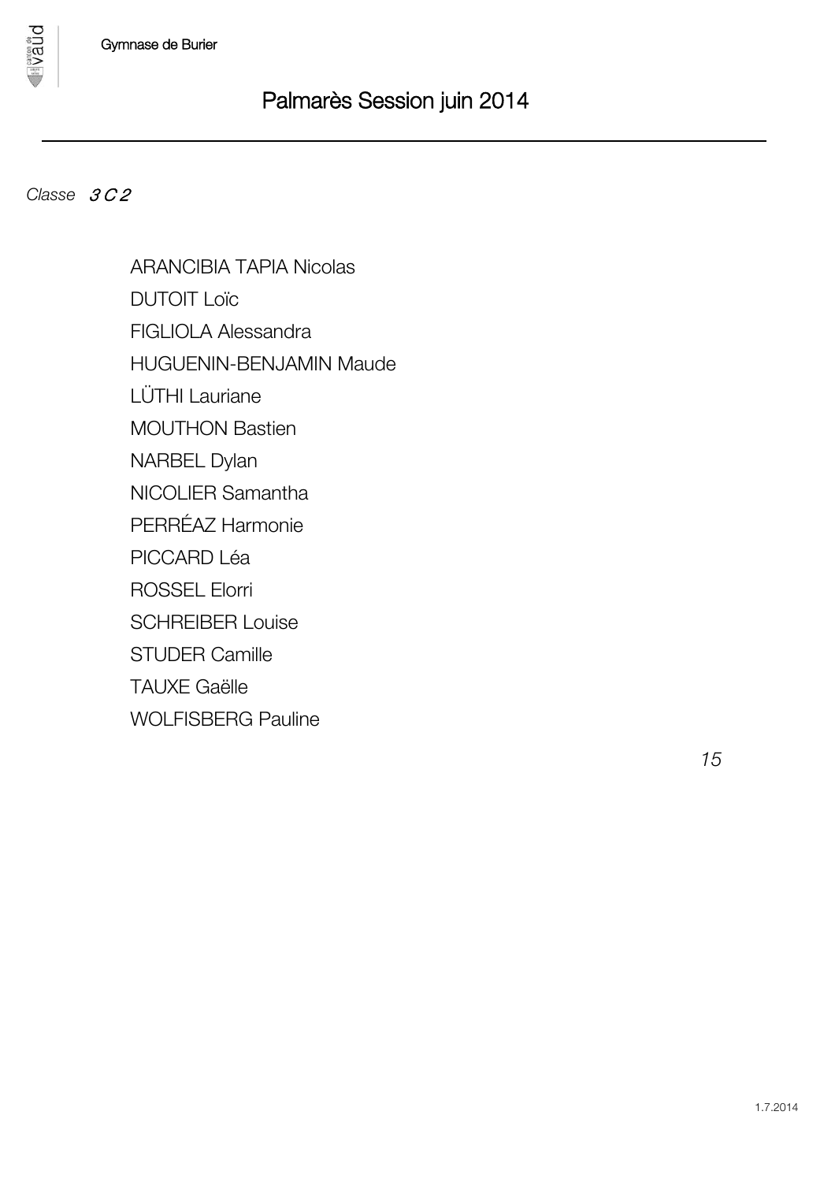# Palmarès Session juin 2014

*Classe* ***3 C 2***

ARANCIBIA TAPIA Nicolas
DUTOIT Loïc
FIGLIOLA Alessandra
HUGUENIN-BENJAMIN Maude
LÜTHI Lauriane
MOUTHON Bastien
NARBEL Dylan
NICOLIER Samantha
PERRÉAZ Harmonie
PICCARD Léa
ROSSEL Elorri
SCHREIBER Louise
STUDER Camille
TAUXE Gaëlle
WOLFISBERG Pauline

*15*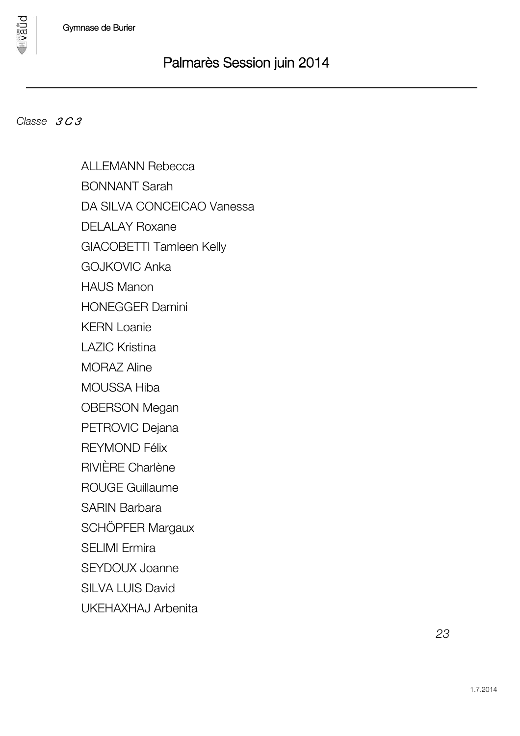# Palmarès Session juin 2014

*Classe* *3 C 3*

ALLEMANN Rebecca
BONNANT Sarah
DA SILVA CONCEICAO Vanessa
DELALAY Roxane
GIACOBETTI Tamleen Kelly
GOJKOVIC Anka
HAUS Manon
HONEGGER Damini
KERN Loanie
LAZIC Kristina
MORAZ Aline
MOUSSA Hiba
OBERSON Megan
PETROVIC Dejana
REYMOND Félix
RIVIÈRE Charlène
ROUGE Guillaume
SARIN Barbara
SCHÖPFER Margaux
SELIMI Ermira
SEYDOUX Joanne
SILVA LUIS David
UKEHAXHAJ Arbenita

*23*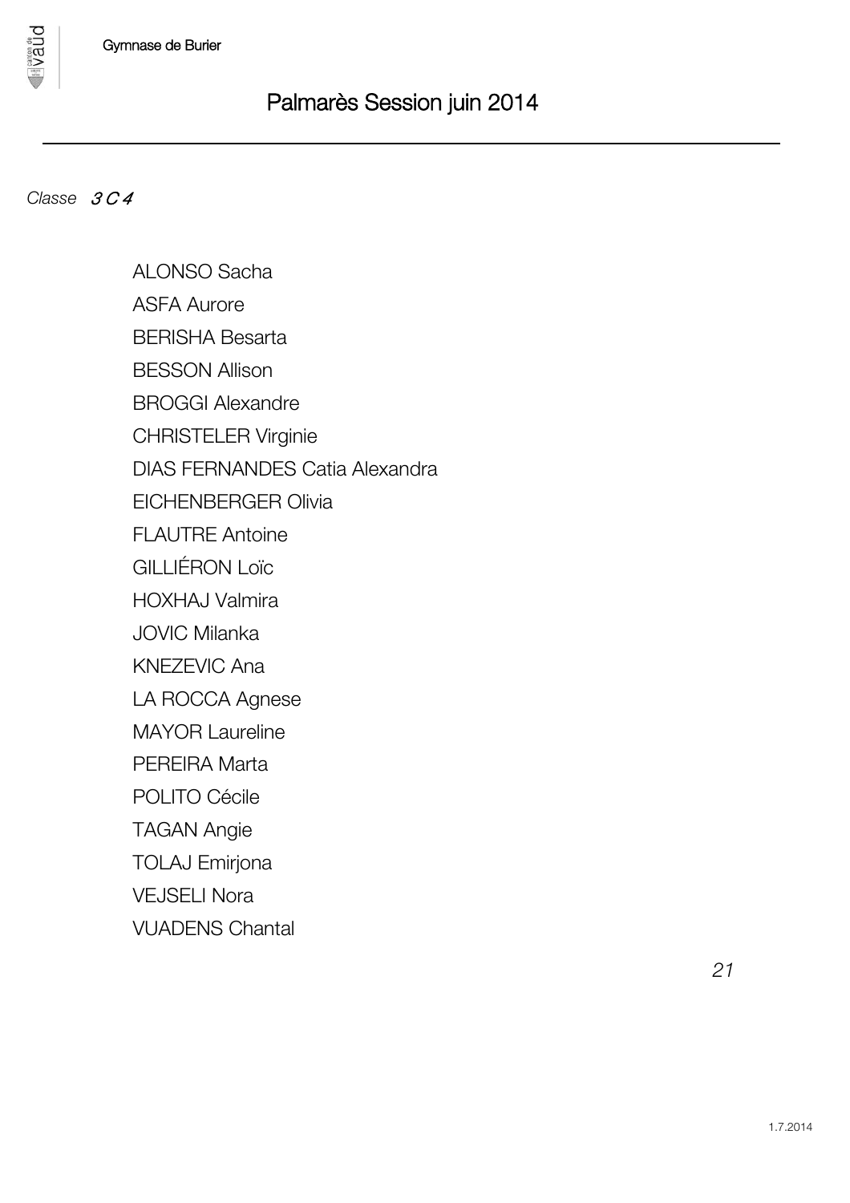# Palmarès Session juin 2014

*Classe* *3 C 4*

ALONSO Sacha
ASFA Aurore
BERISHA Besarta
BESSON Allison
BROGGI Alexandre
CHRISTELER Virginie
DIAS FERNANDES Catia Alexandra
EICHENBERGER Olivia
FLAUTRE Antoine
GILLIÉRON Loïc
HOXHAJ Valmira
JOVIC Milanka
KNEZEVIC Ana
LA ROCCA Agnese
MAYOR Laureline
PEREIRA Marta
POLITO Cécile
TAGAN Angie
TOLAJ Emirjona
VEJSELI Nora
VUADENS Chantal

*21*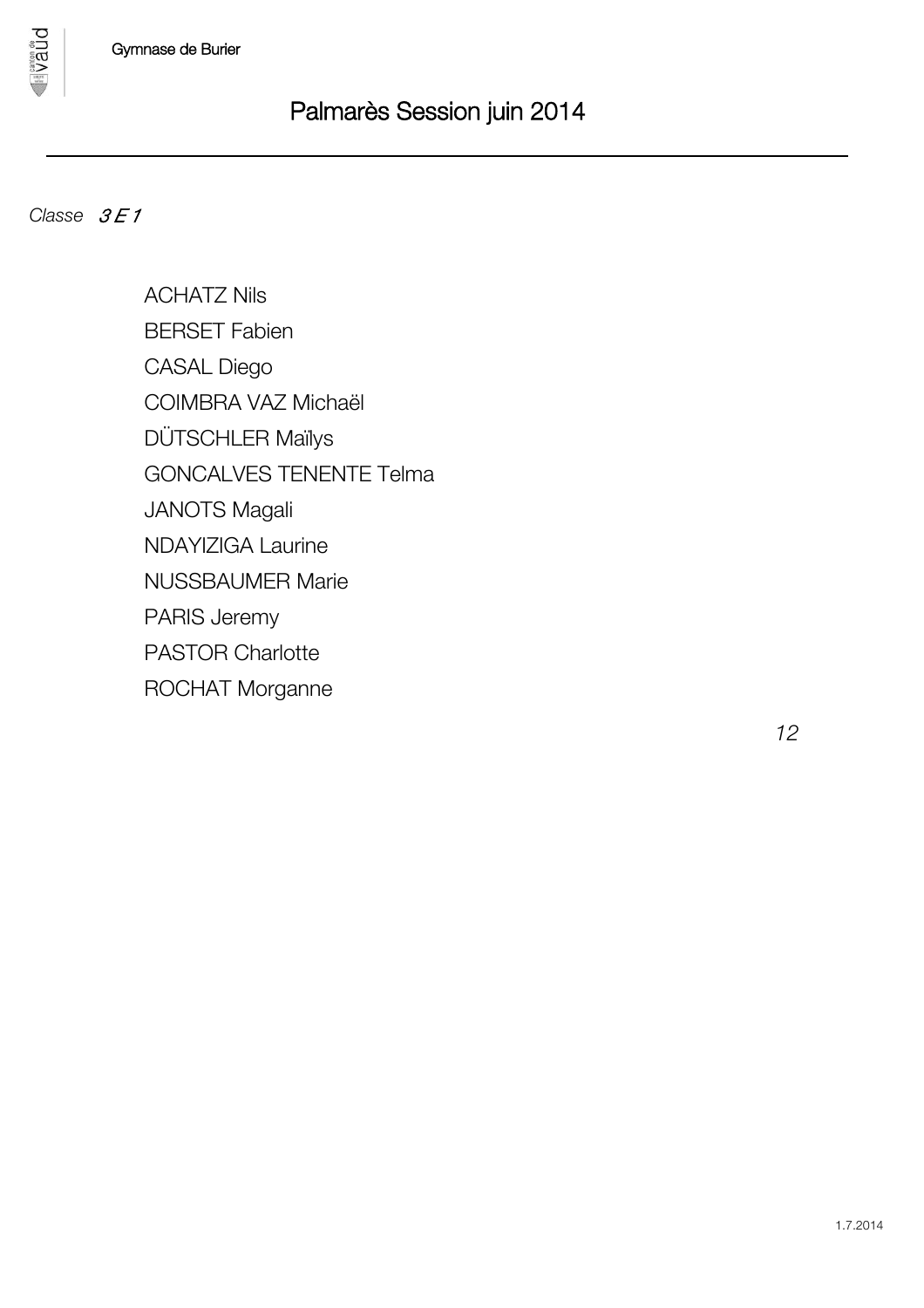Gymnase de Burier

# Palmarès Session juin 2014

---

*Classe* *3 E 1*

ACHATZ Nils
BERSET Fabien
CASAL Diego
COIMBRA VAZ Michaël
DÜTSCHLER Maïlys
GONCALVES TENENTE Telma
JANOTS Magali
NDAYIZIGA Laurine
NUSSBAUMER Marie
PARIS Jeremy
PASTOR Charlotte
ROCHAT Morganne

*12*

1.7.2014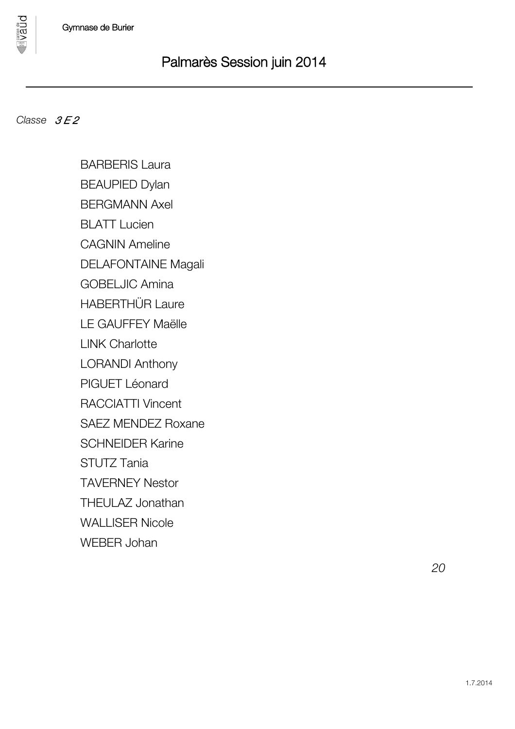# Palmarès Session juin 2014

*Classe* *3 E 2*

BARBERIS Laura
BEAUPIED Dylan
BERGMANN Axel
BLATT Lucien
CAGNIN Ameline
DELAFONTAINE Magali
GOBELJIC Amina
HABERTHÜR Laure
LE GAUFFEY Maëlle
LINK Charlotte
LORANDI Anthony
PIGUET Léonard
RACCIATTI Vincent
SAEZ MENDEZ Roxane
SCHNEIDER Karine
STUTZ Tania
TAVERNEY Nestor
THEULAZ Jonathan
WALLISER Nicole
WEBER Johan

*20*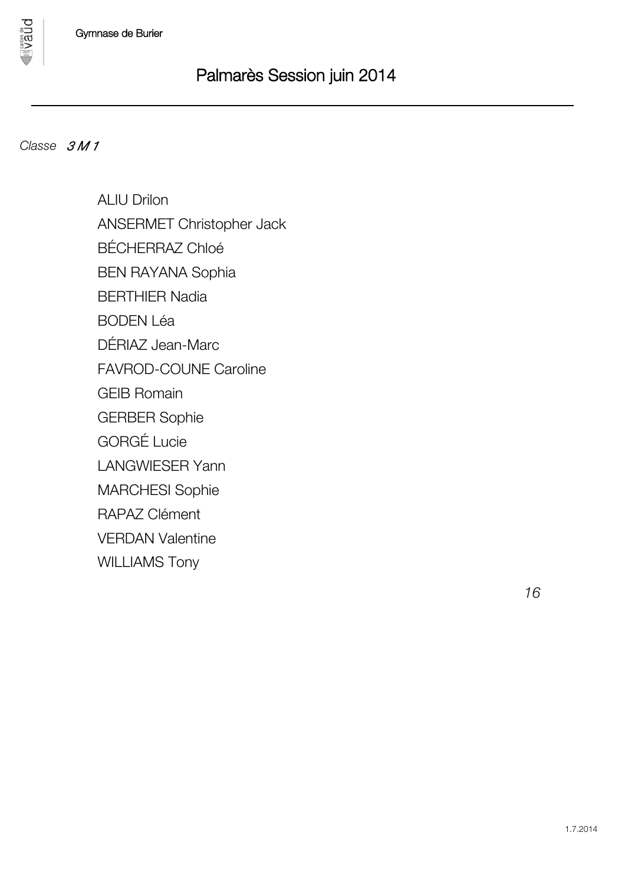# Palmarès Session juin 2014

*Classe* *3 M 1*

ALIU Drilon

ANSERMET Christopher Jack

BÉCHERRAZ Chloé

BEN RAYANA Sophia

BERTHIER Nadia

BODEN Léa

DÉRIAZ Jean-Marc

FAVROD-COUNE Caroline

GEIB Romain

GERBER Sophie

GORGÉ Lucie

LANGWIESER Yann

MARCHESI Sophie

RAPAZ Clément

VERDAN Valentine

WILLIAMS Tony

*16*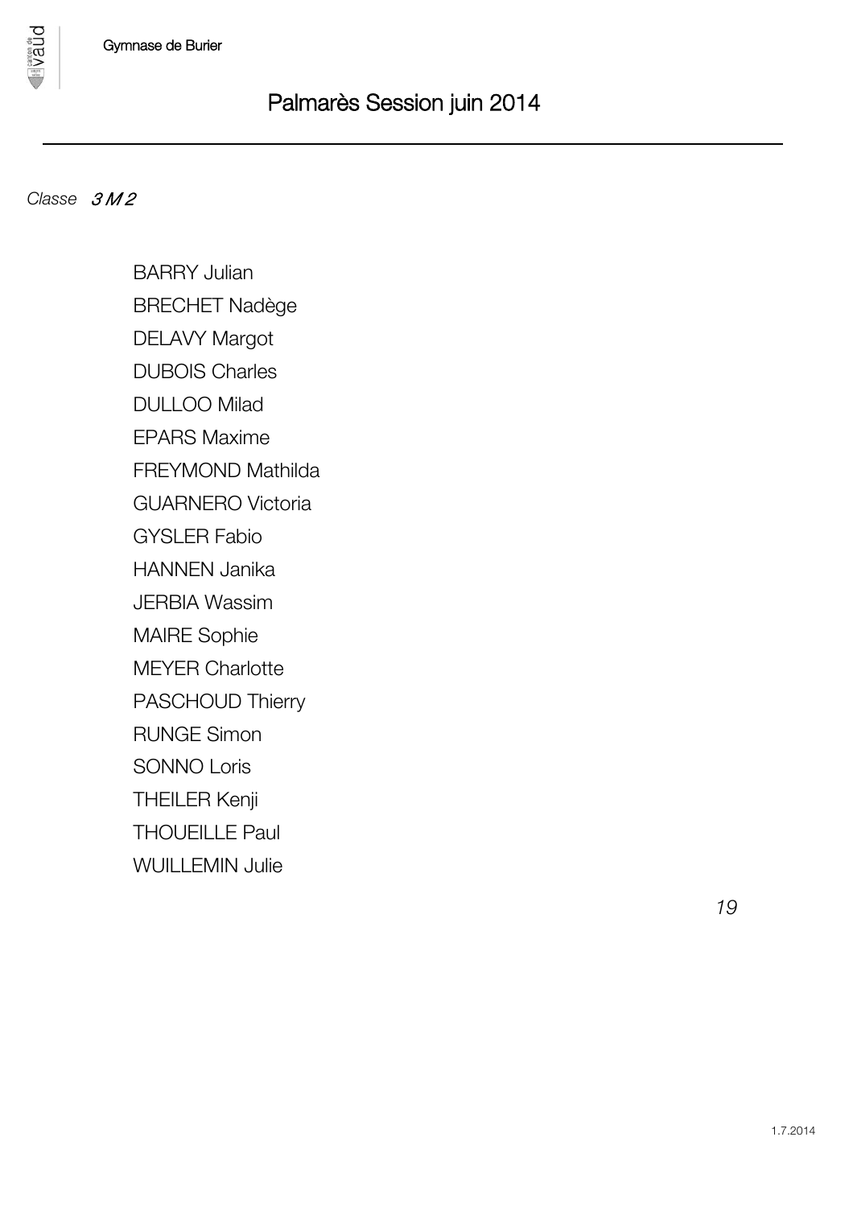# Palmarès Session juin 2014

*Classe* *3 M 2*

BARRY Julian
BRECHET Nadège
DELAVY Margot
DUBOIS Charles
DULLOO Milad
EPARS Maxime
FREYMOND Mathilda
GUARNERO Victoria
GYSLER Fabio
HANNEN Janika
JERBIA Wassim
MAIRE Sophie
MEYER Charlotte
PASCHOUD Thierry
RUNGE Simon
SONNO Loris
THEILER Kenji
THOUEILLE Paul
WUILLEMIN Julie

*19*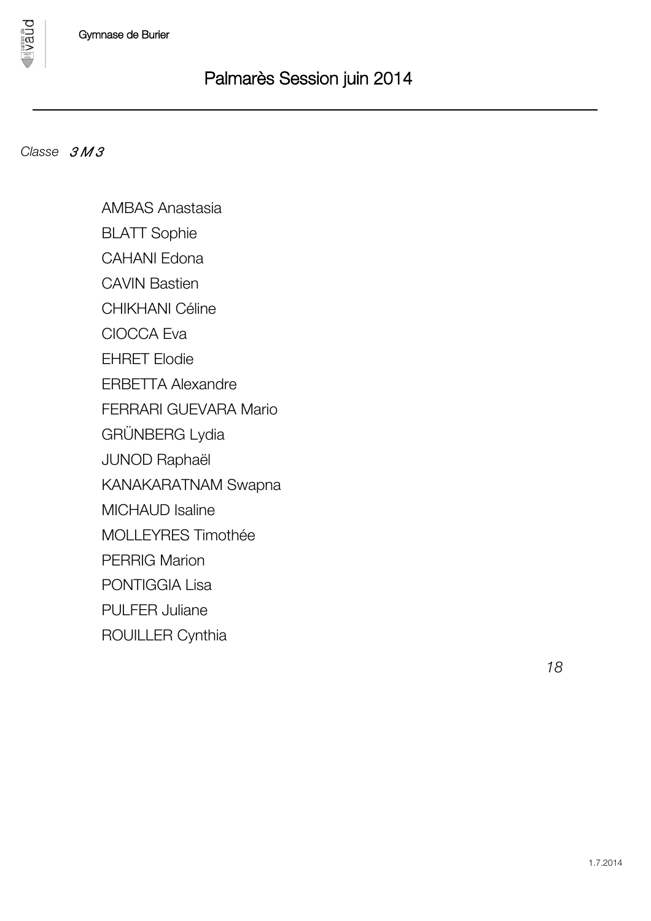# Palmarès Session juin 2014

*Classe* *3 M 3*

AMBAS Anastasia
BLATT Sophie
CAHANI Edona
CAVIN Bastien
CHIKHANI Céline
CIOCCA Eva
EHRET Elodie
ERBETTA Alexandre
FERRARI GUEVARA Mario
GRÜNBERG Lydia
JUNOD Raphaël
KANAKARATNAM Swapna
MICHAUD Isaline
MOLLEYRES Timothée
PERRIG Marion
PONTIGGIA Lisa
PULFER Juliane
ROUILLER Cynthia

*18*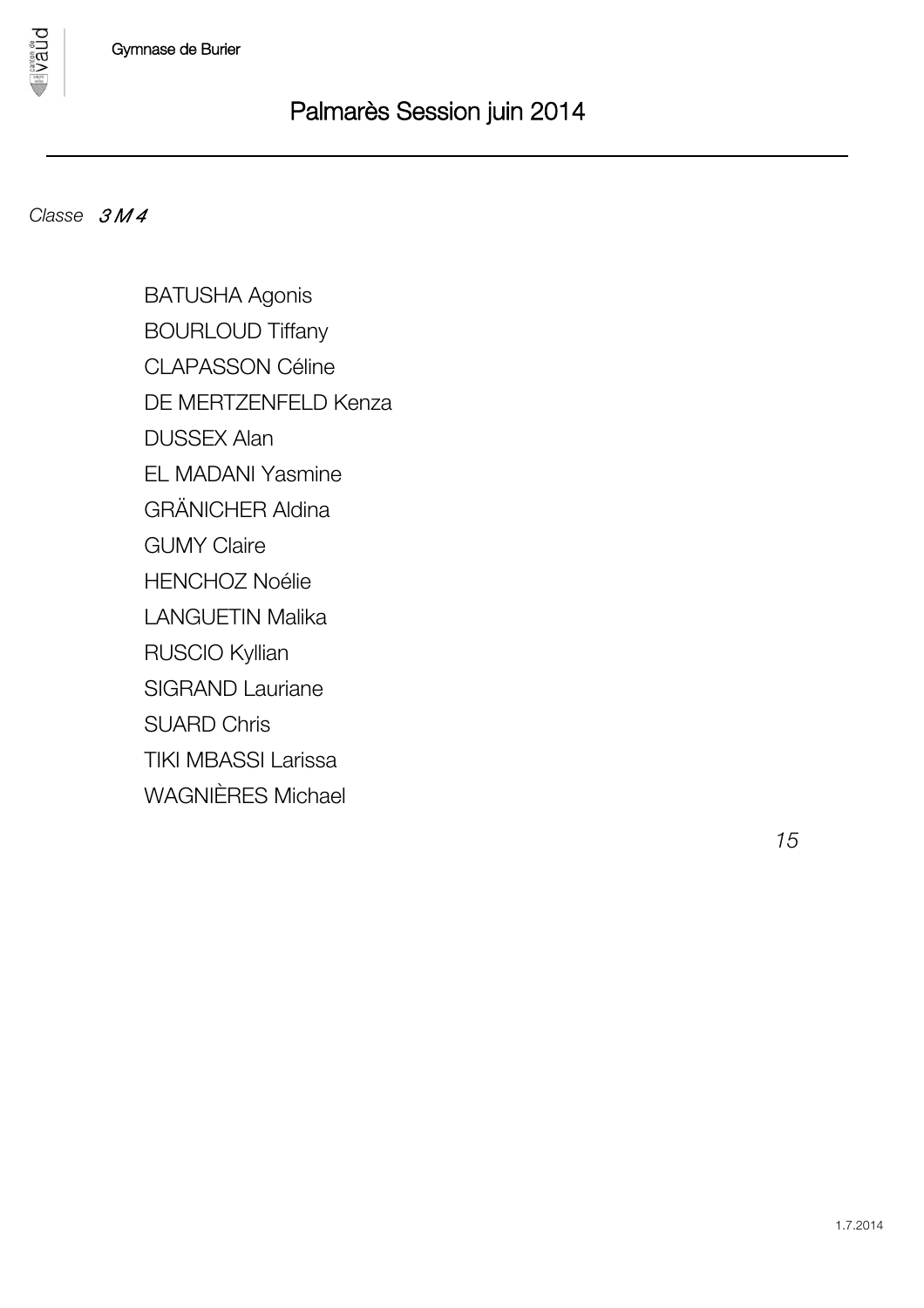# Palmarès Session juin 2014

*Classe* *3 M 4*

BATUSHA Agonis
BOURLOUD Tiffany
CLAPASSON Céline
DE MERTZENFELD Kenza
DUSSEX Alan
EL MADANI Yasmine
GRÄNICHER Aldina
GUMY Claire
HENCHOZ Noélie
LANGUETIN Malika
RUSCIO Kyllian
SIGRAND Lauriane
SUARD Chris
TIKI MBASSI Larissa
WAGNIÈRES Michael

*15*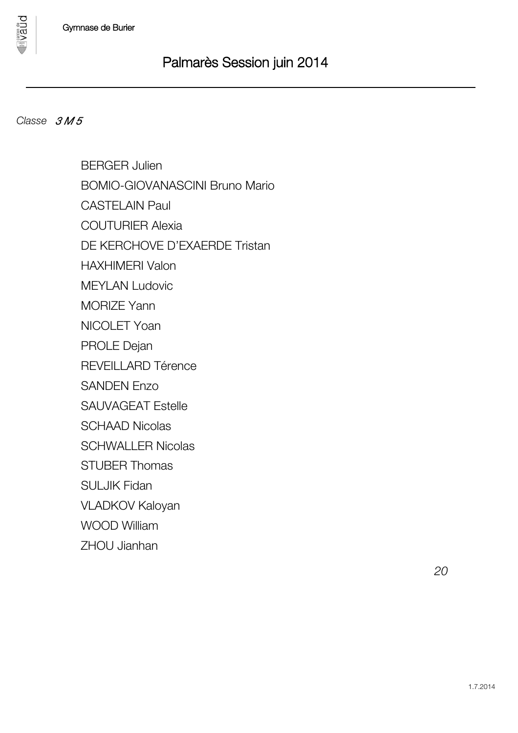# Palmarès Session juin 2014

*Classe* *3 M 5*

BERGER Julien
BOMIO-GIOVANASCINI Bruno Mario
CASTELAIN Paul
COUTURIER Alexia
DE KERCHOVE D'EXAERDE Tristan
HAXHIMERI Valon
MEYLAN Ludovic
MORIZE Yann
NICOLET Yoan
PROLE Dejan
REVEILLARD Térence
SANDEN Enzo
SAUVAGEAT Estelle
SCHAAD Nicolas
SCHWALLER Nicolas
STUBER Thomas
SULJIK Fidan
VLADKOV Kaloyan
WOOD William
ZHOU Jianhan

*20*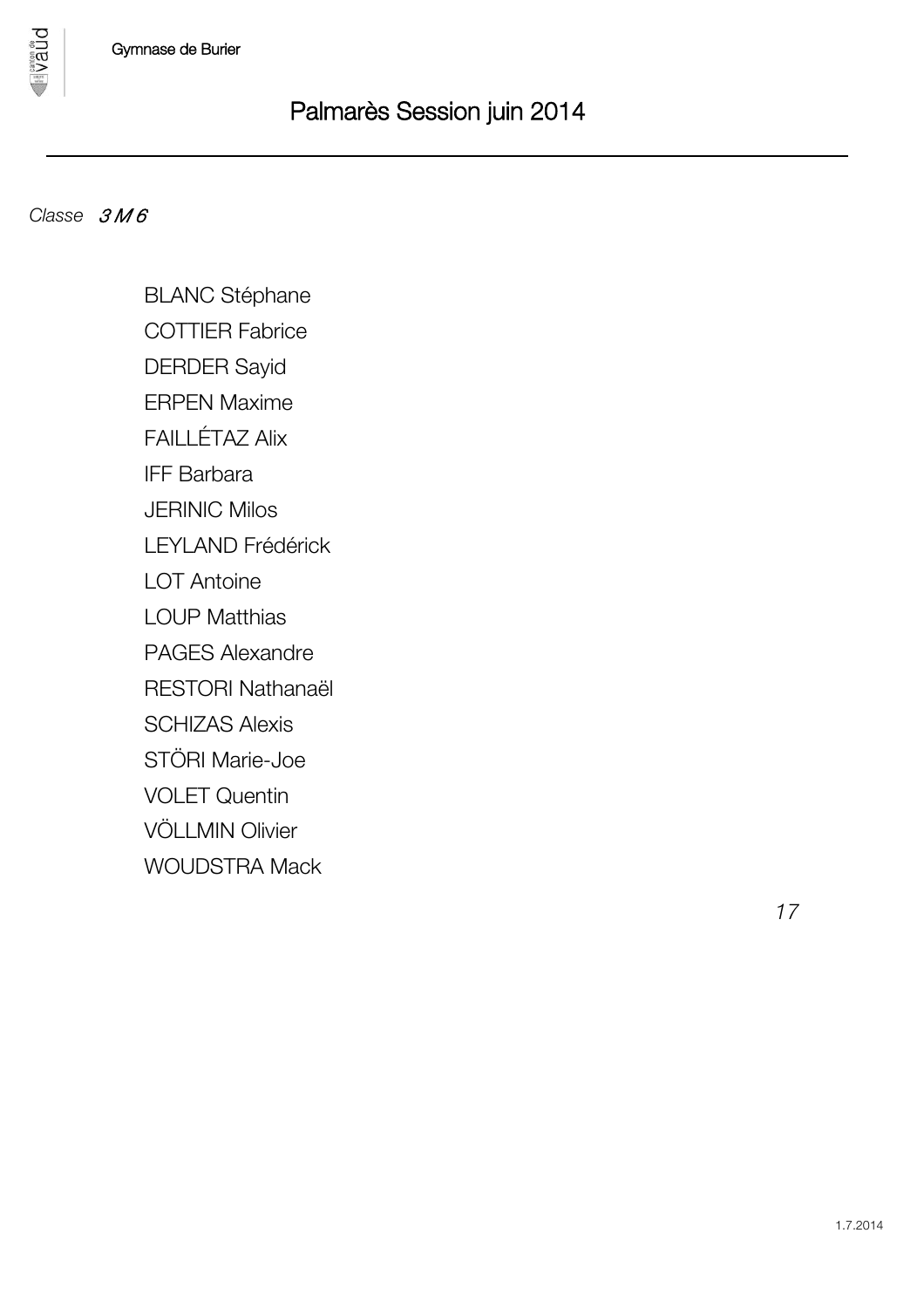# Palmarès Session juin 2014

*Classe* *3 M 6*

BLANC Stéphane
COTTIER Fabrice
DERDER Sayid
ERPEN Maxime
FAILLÉTAZ Alix
IFF Barbara
JERINIC Milos
LEYLAND Frédérick
LOT Antoine
LOUP Matthias
PAGES Alexandre
RESTORI Nathanaël
SCHIZAS Alexis
STÖRI Marie-Joe
VOLET Quentin
VÖLLMIN Olivier
WOUDSTRA Mack

*17*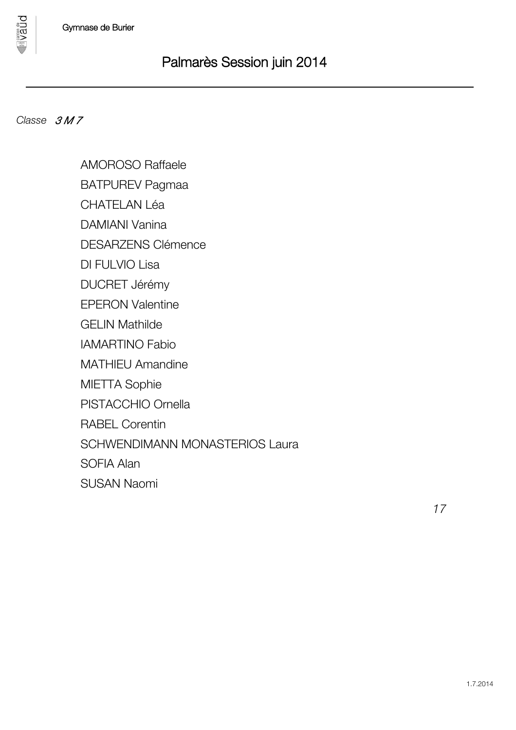# Palmarès Session juin 2014

*Classe* *3 M 7*

AMOROSO Raffaele
BATPUREV Pagmaa
CHATELAN Léa
DAMIANI Vanina
DESARZENS Clémence
DI FULVIO Lisa
DUCRET Jérémy
EPERON Valentine
GELIN Mathilde
IAMARTINO Fabio
MATHIEU Amandine
MIETTA Sophie
PISTACCHIO Ornella
RABEL Corentin
SCHWENDIMANN MONASTERIOS Laura
SOFIA Alan
SUSAN Naomi

*17*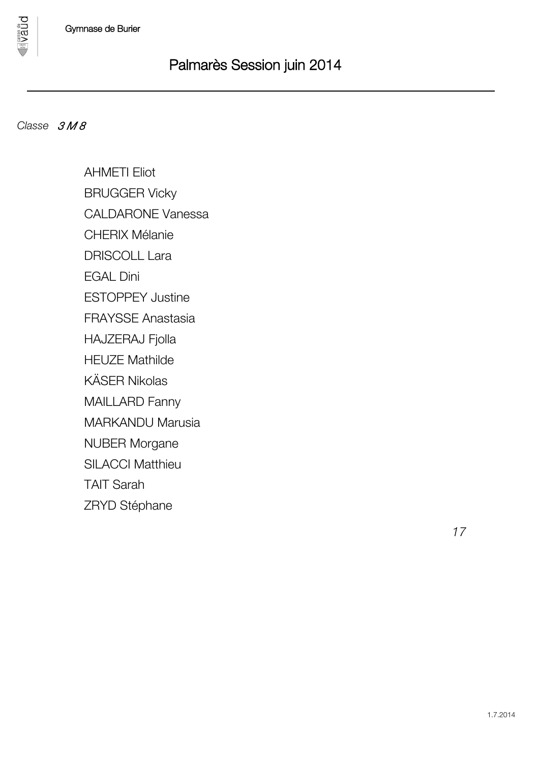# Palmarès Session juin 2014

*Classe* *3 M 8*

AHMETI Eliot
BRUGGER Vicky
CALDARONE Vanessa
CHERIX Mélanie
DRISCOLL Lara
EGAL Dini
ESTOPPEY Justine
FRAYSSE Anastasia
HAJZERAJ Fjolla
HEUZE Mathilde
KÄSER Nikolas
MAILLARD Fanny
MARKANDU Marusia
NUBER Morgane
SILACCI Matthieu
TAIT Sarah
ZRYD Stéphane

*17*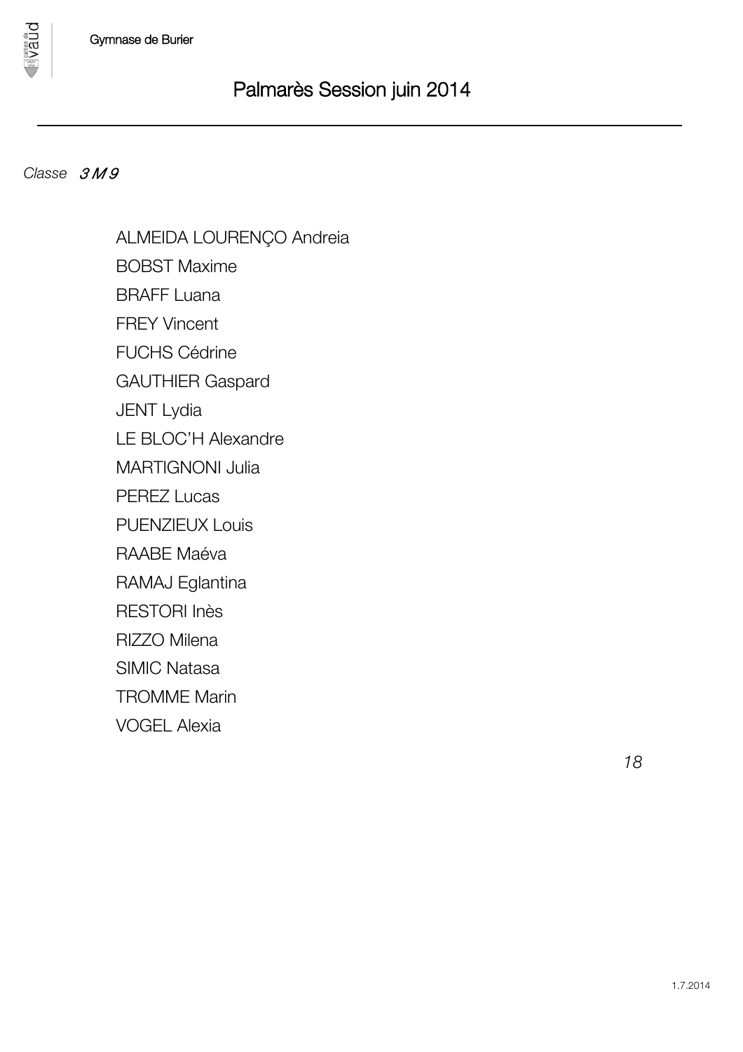# Palmarès Session juin 2014

*Classe* *3 M 9*

ALMEIDA LOURENÇO Andreia
BOBST Maxime
BRAFF Luana
FREY Vincent
FUCHS Cédrine
GAUTHIER Gaspard
JENT Lydia
LE BLOC'H Alexandre
MARTIGNONI Julia
PEREZ Lucas
PUENZIEUX Louis
RAABE Maéva
RAMAJ Eglantina
RESTORI Inès
RIZZO Milena
SIMIC Natasa
TROMME Marin
VOGEL Alexia

*18*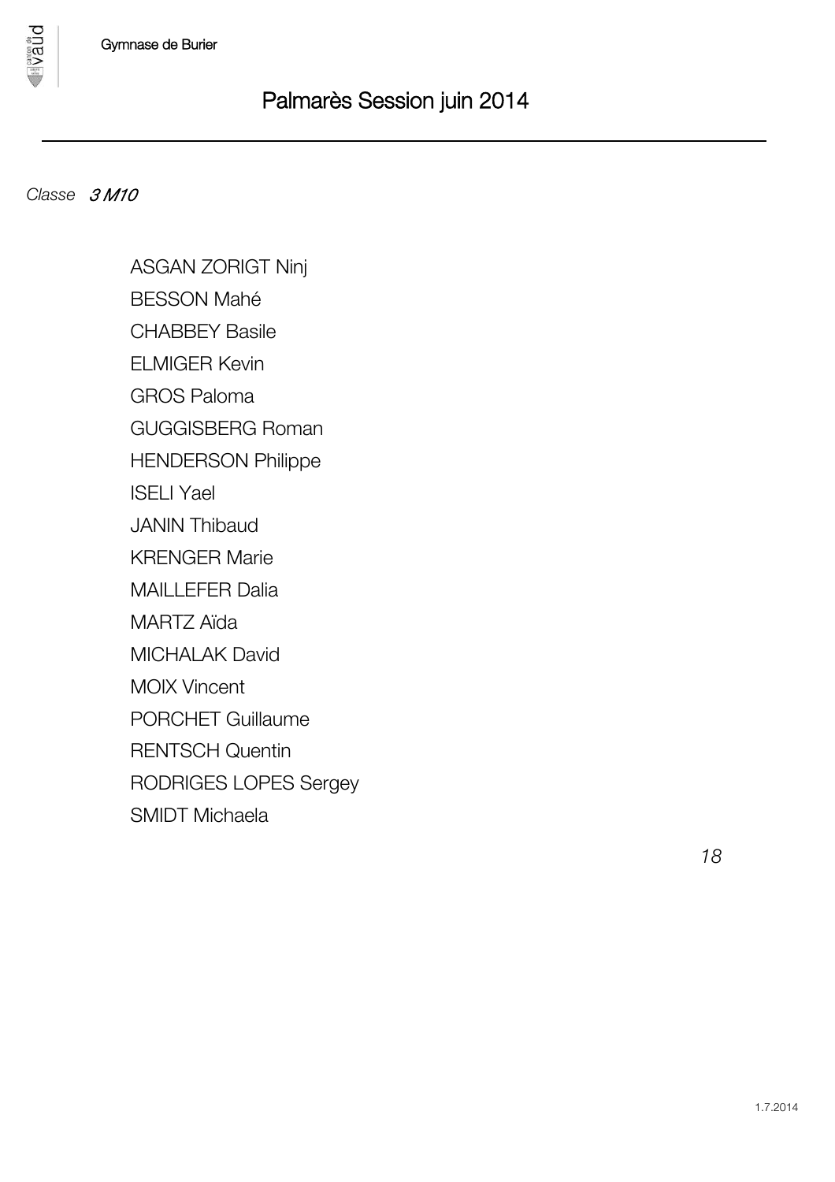## Palmarès Session juin 2014

*Classe* *3 M10*

ASGAN ZORIGT Ninj
BESSON Mahé
CHABBEY Basile
ELMIGER Kevin
GROS Paloma
GUGGISBERG Roman
HENDERSON Philippe
ISELI Yael
JANIN Thibaud
KRENGER Marie
MAILLEFER Dalia
MARTZ Aïda
MICHALAK David
MOIX Vincent
PORCHET Guillaume
RENTSCH Quentin
RODRIGES LOPES Sergey
SMIDT Michaela

*18*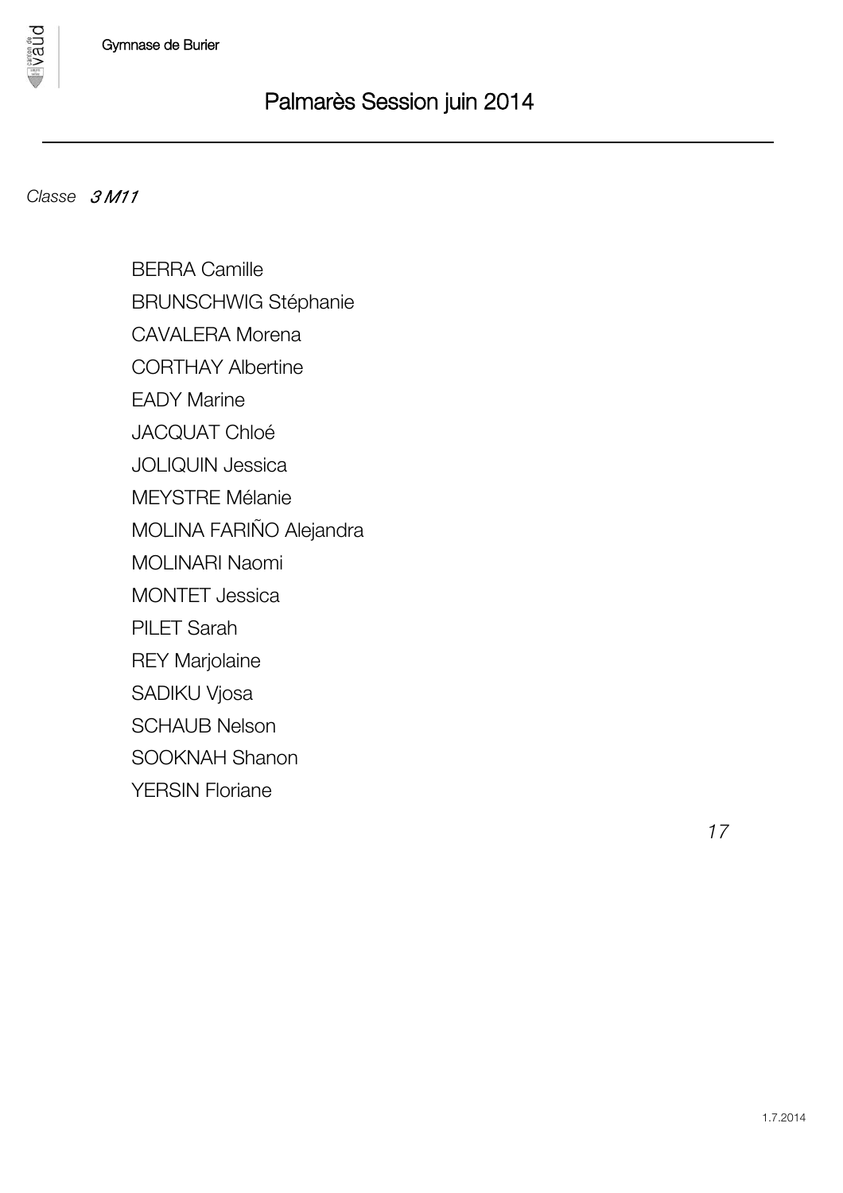# Palmarès Session juin 2014

*Classe* *3 M11*

BERRA Camille
BRUNSCHWIG Stéphanie
CAVALERA Morena
CORTHAY Albertine
EADY Marine
JACQUAT Chloé
JOLIQUIN Jessica
MEYSTRE Mélanie
MOLINA FARIÑO Alejandra
MOLINARI Naomi
MONTET Jessica
PILET Sarah
REY Marjolaine
SADIKU Vjosa
SCHAUB Nelson
SOOKNAH Shanon
YERSIN Floriane

*17*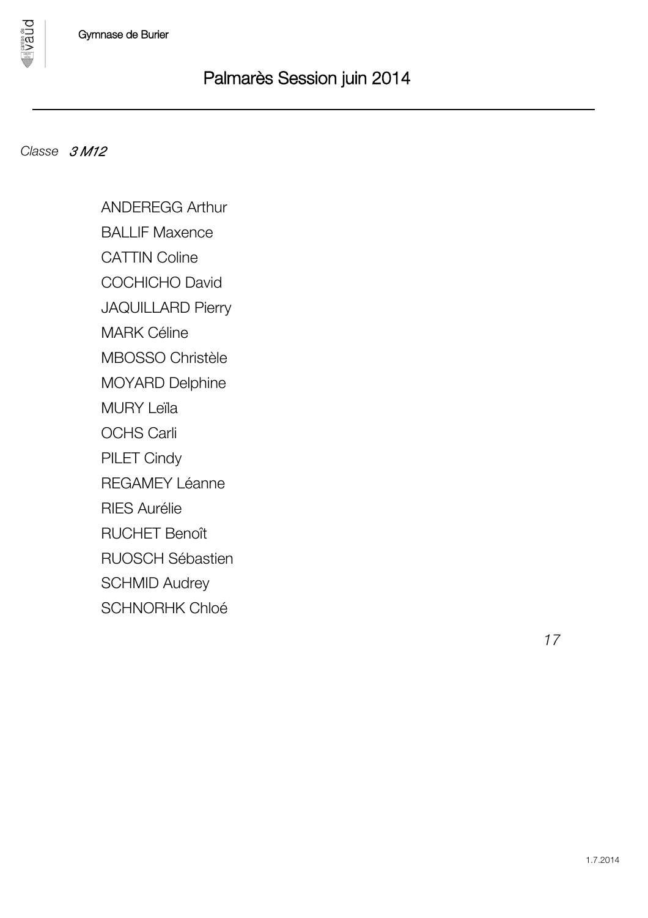Gymnase de Burier

# Palmarès Session juin 2014

*Classe 3 M12*

ANDEREGG Arthur
BALLIF Maxence
CATTIN Coline
COCHICHO David
JAQUILLARD Pierry
MARK Céline
MBOSSO Christèle
MOYARD Delphine
MURY Leïla
OCHS Carli
PILET Cindy
REGAMEY Léanne
RIES Aurélie
RUCHET Benoît
RUOSCH Sébastien
SCHMID Audrey
SCHNORHK Chloé

*17*

1.7.2014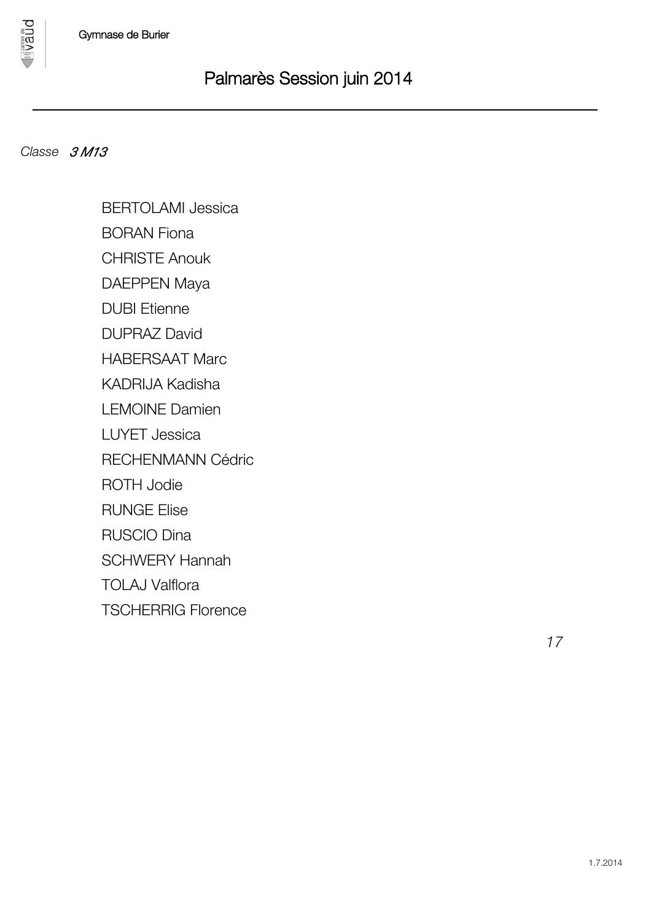# Palmarès Session juin 2014

*Classe* *3 M13*

BERTOLAMI Jessica
BORAN Fiona
CHRISTE Anouk
DAEPPEN Maya
DUBI Etienne
DUPRAZ David
HABERSAAT Marc
KADRIJA Kadisha
LEMOINE Damien
LUYET Jessica
RECHENMANN Cédric
ROTH Jodie
RUNGE Elise
RUSCIO Dina
SCHWERY Hannah
TOLAJ Valflora
TSCHERRIG Florence

*17*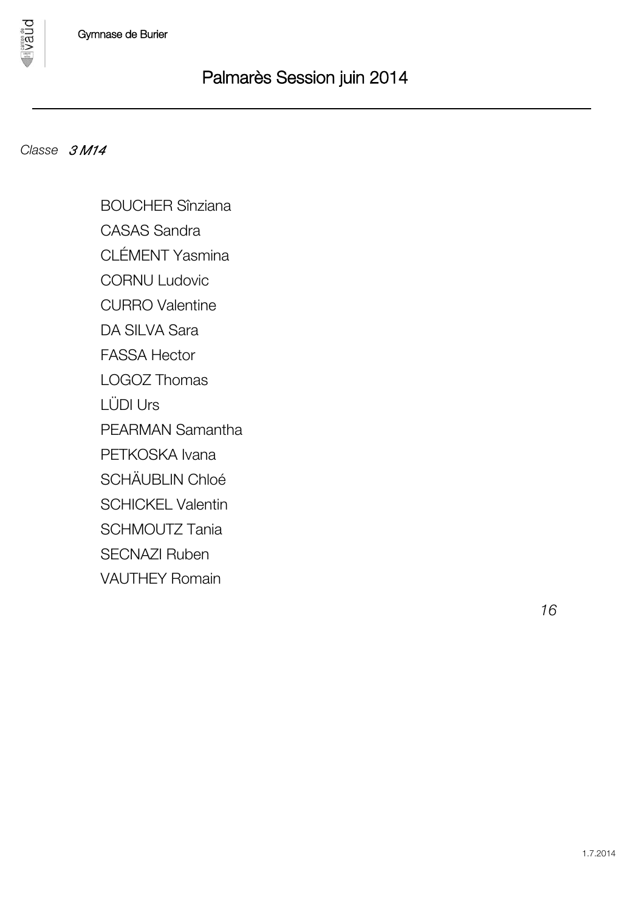Gymnase de Burier

# Palmarès Session juin 2014

---

*Classe* *3 M14*

BOUCHER Sînziana
CASAS Sandra
CLÉMENT Yasmina
CORNU Ludovic
CURRO Valentine
DA SILVA Sara
FASSA Hector
LOGOZ Thomas
LÜDI Urs
PEARMAN Samantha
PETKOSKA Ivana
SCHÄUBLIN Chloé
SCHICKEL Valentin
SCHMOUTZ Tania
SECNAZI Ruben
VAUTHEY Romain

*16*

1.7.2014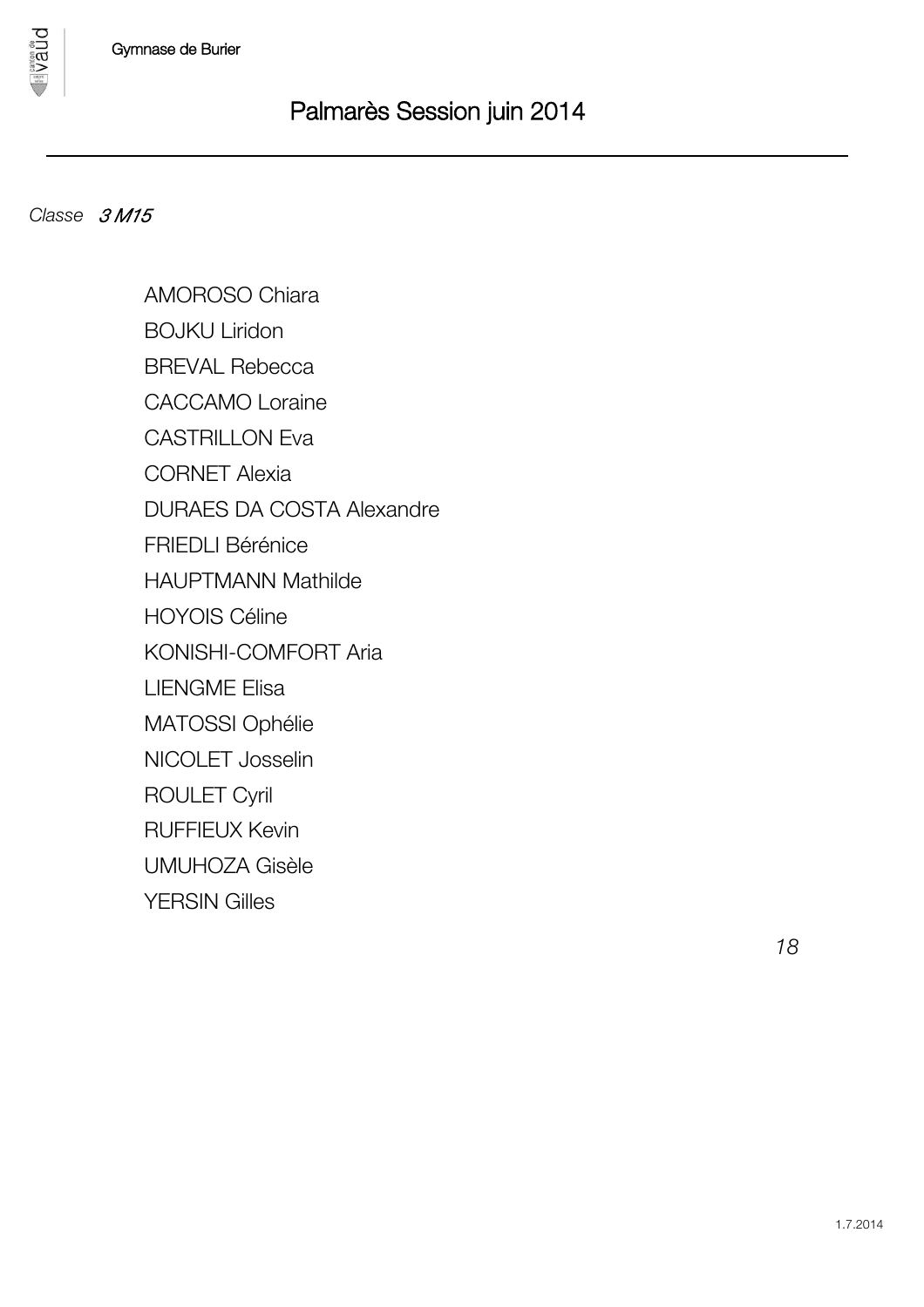Gymnase de Burier

# Palmarès Session juin 2014

*Classe* ***3 M15***

AMOROSO Chiara
BOJKU Liridon
BREVAL Rebecca
CACCAMO Loraine
CASTRILLON Eva
CORNET Alexia
DURAES DA COSTA Alexandre
FRIEDLI Bérénice
HAUPTMANN Mathilde
HOYOIS Céline
KONISHI-COMFORT Aria
LIENGME Elisa
MATOSSI Ophélie
NICOLET Josselin
ROULET Cyril
RUFFIEUX Kevin
UMUHOZA Gisèle
YERSIN Gilles

*18*

1.7.2014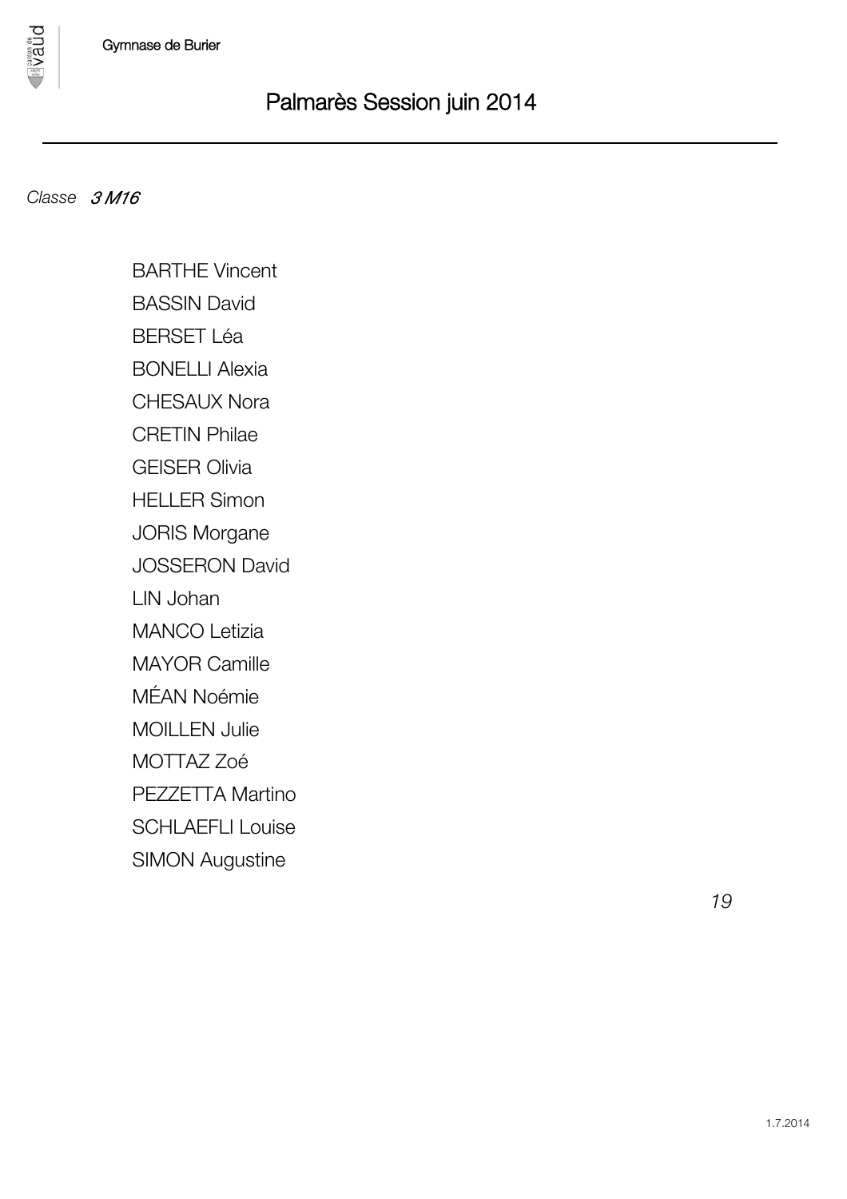# Palmarès Session juin 2014

*Classe* ***3 M16***

BARTHE Vincent
BASSIN David
BERSET Léa
BONELLI Alexia
CHESAUX Nora
CRETIN Philae
GEISER Olivia
HELLER Simon
JORIS Morgane
JOSSERON David
LIN Johan
MANCO Letizia
MAYOR Camille
MÉAN Noémie
MOILLEN Julie
MOTTAZ Zoé
PEZZETTA Martino
SCHLAEFLI Louise
SIMON Augustine

*19*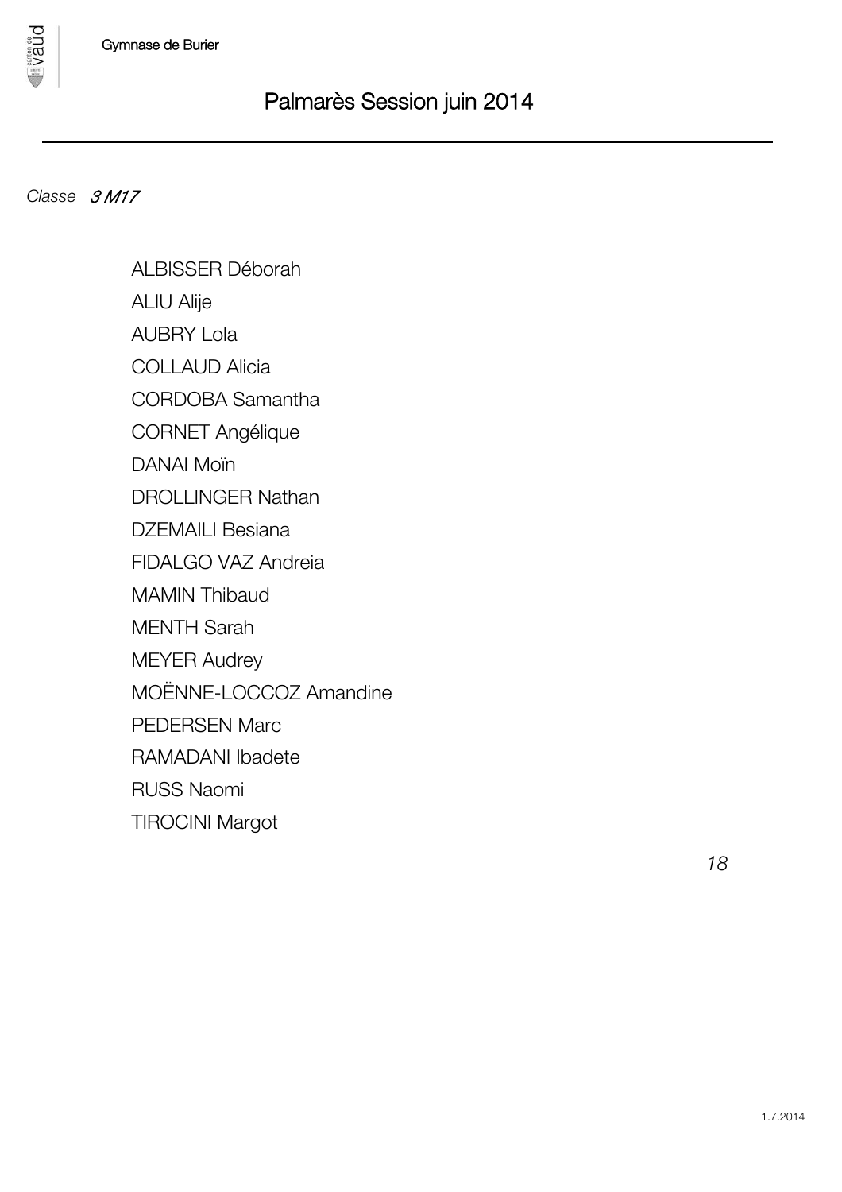Gymnase de Burier

# Palmarès Session juin 2014

---

*Classe* ***3 M17***

ALBISSER Déborah
ALIU Alije
AUBRY Lola
COLLAUD Alicia
CORDOBA Samantha
CORNET Angélique
DANAI Moïn
DROLLINGER Nathan
DZEMAILI Besiana
FIDALGO VAZ Andreia
MAMIN Thibaud
MENTH Sarah
MEYER Audrey
MOËNNE-LOCCOZ Amandine
PEDERSEN Marc
RAMADANI Ibadete
RUSS Naomi
TIROCINI Margot

*18*

1.7.2014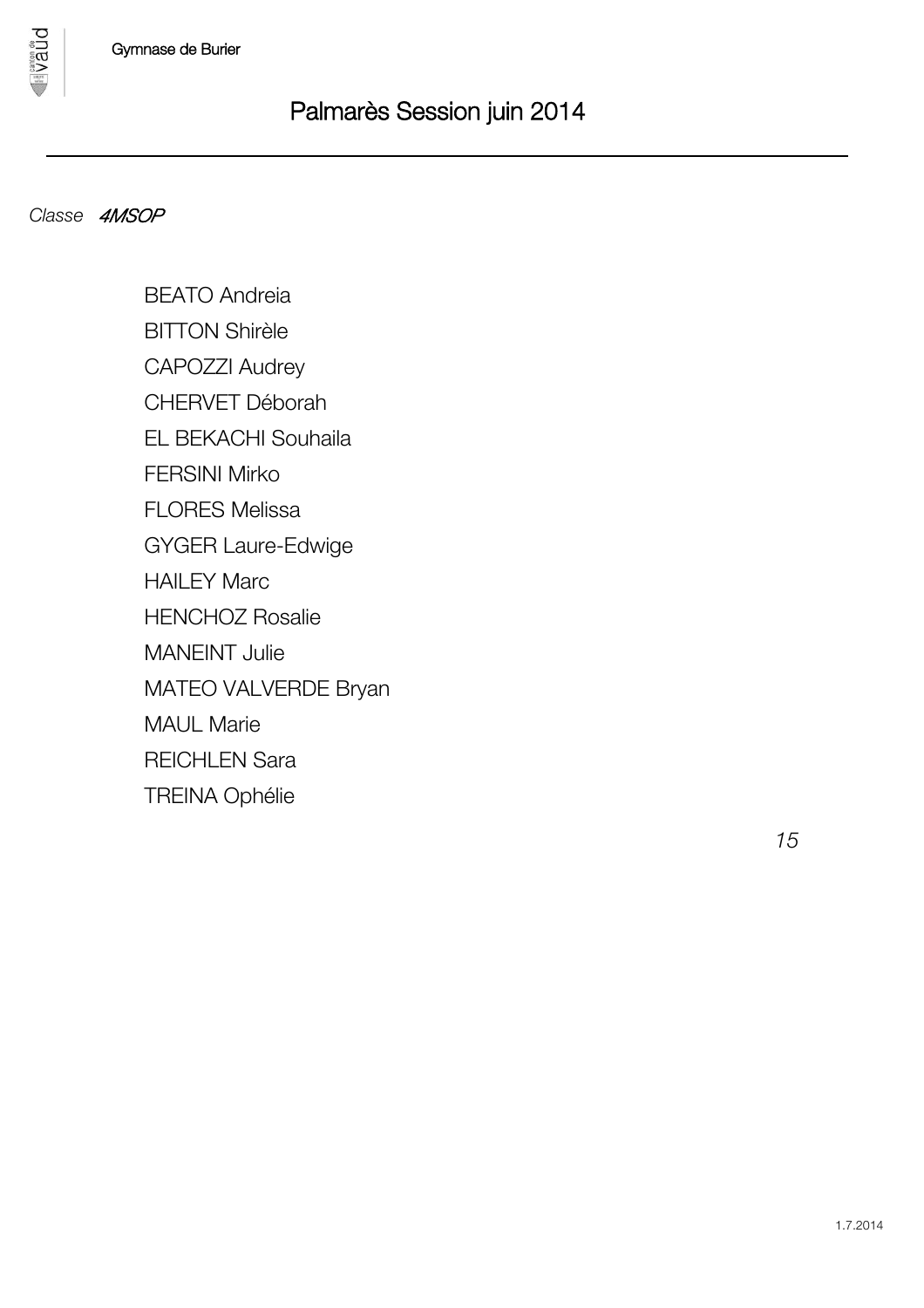# Palmarès Session juin 2014

*Classe* ***4MSOP***

BEATO Andreia
BITTON Shirèle
CAPOZZI Audrey
CHERVET Déborah
EL BEKACHI Souhaila
FERSINI Mirko
FLORES Melissa
GYGER Laure-Edwige
HAILEY Marc
HENCHOZ Rosalie
MANEINT Julie
MATEO VALVERDE Bryan
MAUL Marie
REICHLEN Sara
TREINA Ophélie

*15*